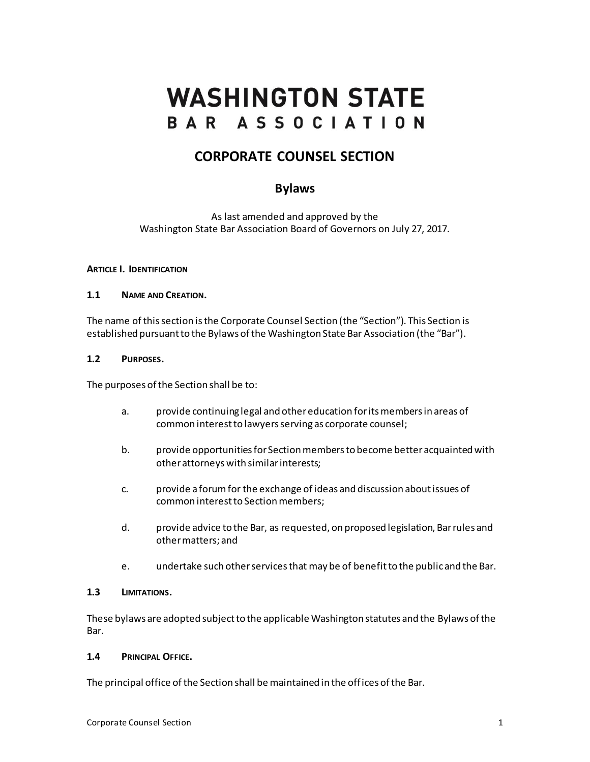# WASHINGTON STATE BAR ASSOCIATION

## CORPORATE COUNSEL SECTION

### Bylaws

As last amended and approved by the
Washington State Bar Association Board of Governors on July 27, 2017.

**ARTICLE I. IDENTIFICATION**

**1.1 NAME AND CREATION.**

The name of this section is the Corporate Counsel Section (the "Section"). This Section is established pursuant to the Bylaws of the Washington State Bar Association (the "Bar").

**1.2 PURPOSES.**

The purposes of the Section shall be to:

a. provide continuing legal and other education for its members in areas of common interest to lawyers serving as corporate counsel;

b. provide opportunities for Section members to become better acquainted with other attorneys with similar interests;

c. provide a forum for the exchange of ideas and discussion about issues of common interest to Section members;

d. provide advice to the Bar, as requested, on proposed legislation, Bar rules and other matters; and

e. undertake such other services that may be of benefit to the public and the Bar.

**1.3 LIMITATIONS.**

These bylaws are adopted subject to the applicable Washington statutes and the Bylaws of the Bar.

**1.4 PRINCIPAL OFFICE.**

The principal office of the Section shall be maintained in the offices of the Bar.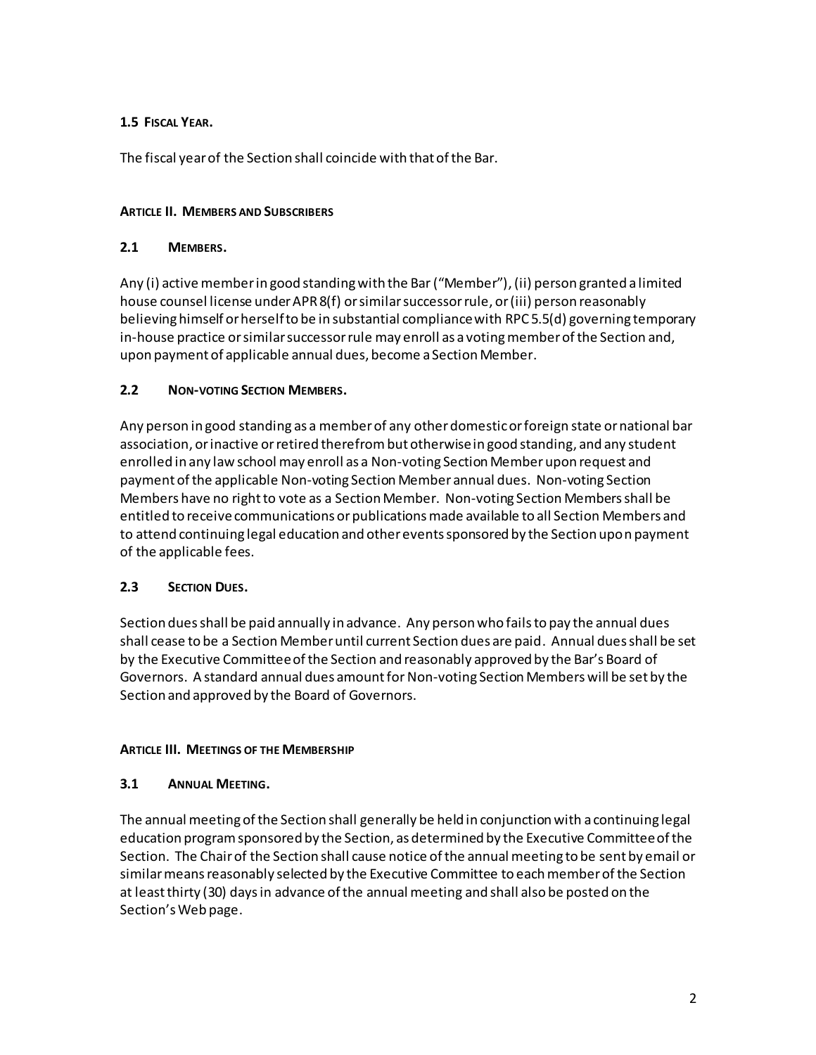### 1.5 Fiscal Year.

The fiscal year of the Section shall coincide with that of the Bar.

## Article II. Members and Subscribers

### 2.1 Members.

Any (i) active member in good standing with the Bar ("Member"), (ii) person granted a limited house counsel license under APR 8(f) or similar successor rule, or (iii) person reasonably believing himself or herself to be in substantial compliance with RPC 5.5(d) governing temporary in-house practice or similar successor rule may enroll as a voting member of the Section and, upon payment of applicable annual dues, become a Section Member.

### 2.2 Non-voting Section Members.

Any person in good standing as a member of any other domestic or foreign state or national bar association, or inactive or retired therefrom but otherwise in good standing, and any student enrolled in any law school may enroll as a Non-voting Section Member upon request and payment of the applicable Non-voting Section Member annual dues. Non-voting Section Members have no right to vote as a Section Member. Non-voting Section Members shall be entitled to receive communications or publications made available to all Section Members and to attend continuing legal education and other events sponsored by the Section upon payment of the applicable fees.

### 2.3 Section Dues.

Section dues shall be paid annually in advance. Any person who fails to pay the annual dues shall cease to be a Section Member until current Section dues are paid. Annual dues shall be set by the Executive Committee of the Section and reasonably approved by the Bar's Board of Governors. A standard annual dues amount for Non-voting Section Members will be set by the Section and approved by the Board of Governors.

## Article III. Meetings of the Membership

### 3.1 Annual Meeting.

The annual meeting of the Section shall generally be held in conjunction with a continuing legal education program sponsored by the Section, as determined by the Executive Committee of the Section. The Chair of the Section shall cause notice of the annual meeting to be sent by email or similar means reasonably selected by the Executive Committee to each member of the Section at least thirty (30) days in advance of the annual meeting and shall also be posted on the Section's Web page.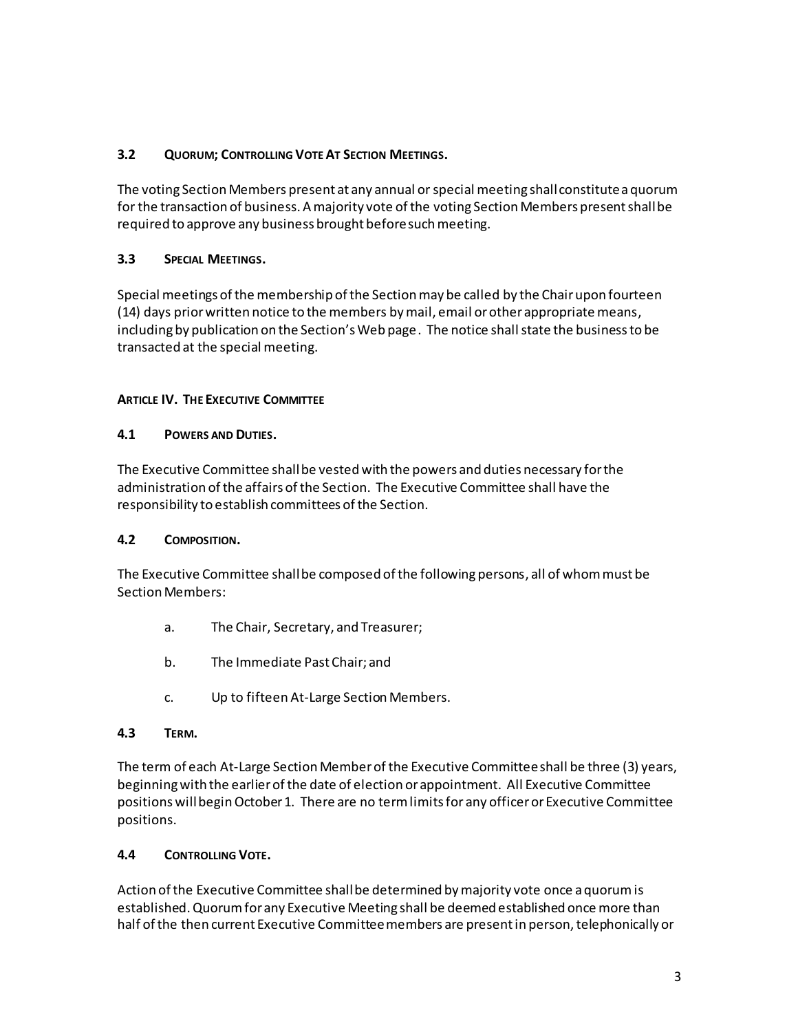### 3.2 Quorum; Controlling Vote At Section Meetings.

The voting Section Members present at any annual or special meeting shall constitute a quorum for the transaction of business. A majority vote of the voting Section Members present shall be required to approve any business brought before such meeting.

### 3.3 Special Meetings.

Special meetings of the membership of the Section may be called by the Chair upon fourteen (14) days prior written notice to the members by mail, email or other appropriate means, including by publication on the Section's Web page. The notice shall state the business to be transacted at the special meeting.

## Article IV. The Executive Committee

### 4.1 Powers and Duties.

The Executive Committee shall be vested with the powers and duties necessary for the administration of the affairs of the Section. The Executive Committee shall have the responsibility to establish committees of the Section.

### 4.2 Composition.

The Executive Committee shall be composed of the following persons, all of whom must be Section Members:

a. The Chair, Secretary, and Treasurer;

b. The Immediate Past Chair; and

c. Up to fifteen At-Large Section Members.

### 4.3 Term.

The term of each At-Large Section Member of the Executive Committee shall be three (3) years, beginning with the earlier of the date of election or appointment. All Executive Committee positions will begin October 1. There are no term limits for any officer or Executive Committee positions.

### 4.4 Controlling Vote.

Action of the Executive Committee shall be determined by majority vote once a quorum is established. Quorum for any Executive Meeting shall be deemed established once more than half of the then current Executive Committee members are present in person, telephonically or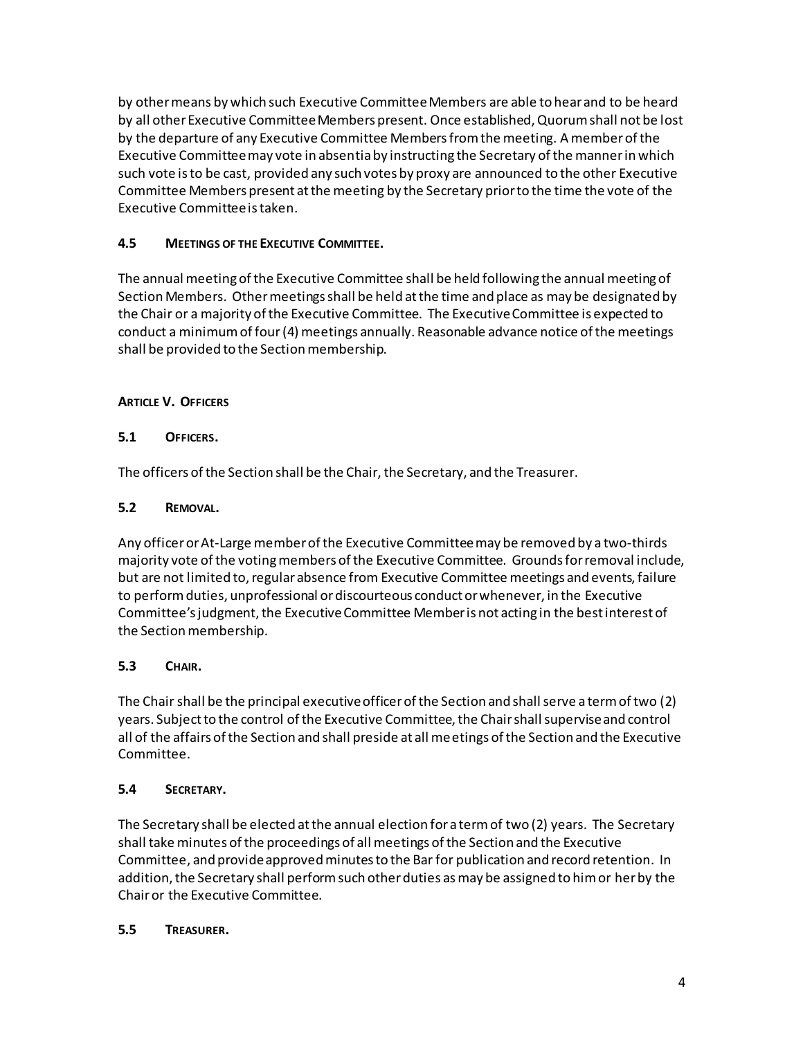by other means by which such Executive Committee Members are able to hear and to be heard by all other Executive Committee Members present. Once established, Quorum shall not be lost by the departure of any Executive Committee Members from the meeting. A member of the Executive Committee may vote in absentia by instructing the Secretary of the manner in which such vote is to be cast, provided any such votes by proxy are announced to the other Executive Committee Members present at the meeting by the Secretary prior to the time the vote of the Executive Committee is taken.

### 4.5 MEETINGS OF THE EXECUTIVE COMMITTEE.

The annual meeting of the Executive Committee shall be held following the annual meeting of Section Members. Other meetings shall be held at the time and place as may be designated by the Chair or a majority of the Executive Committee. The Executive Committee is expected to conduct a minimum of four (4) meetings annually. Reasonable advance notice of the meetings shall be provided to the Section membership.

## ARTICLE V. OFFICERS

### 5.1 OFFICERS.

The officers of the Section shall be the Chair, the Secretary, and the Treasurer.

### 5.2 REMOVAL.

Any officer or At-Large member of the Executive Committee may be removed by a two-thirds majority vote of the voting members of the Executive Committee. Grounds for removal include, but are not limited to, regular absence from Executive Committee meetings and events, failure to perform duties, unprofessional or discourteous conduct or whenever, in the Executive Committee's judgment, the Executive Committee Member is not acting in the best interest of the Section membership.

### 5.3 CHAIR.

The Chair shall be the principal executive officer of the Section and shall serve a term of two (2) years. Subject to the control of the Executive Committee, the Chair shall supervise and control all of the affairs of the Section and shall preside at all meetings of the Section and the Executive Committee.

### 5.4 SECRETARY.

The Secretary shall be elected at the annual election for a term of two (2) years. The Secretary shall take minutes of the proceedings of all meetings of the Section and the Executive Committee, and provide approved minutes to the Bar for publication and record retention. In addition, the Secretary shall perform such other duties as may be assigned to him or her by the Chair or the Executive Committee.

### 5.5 TREASURER.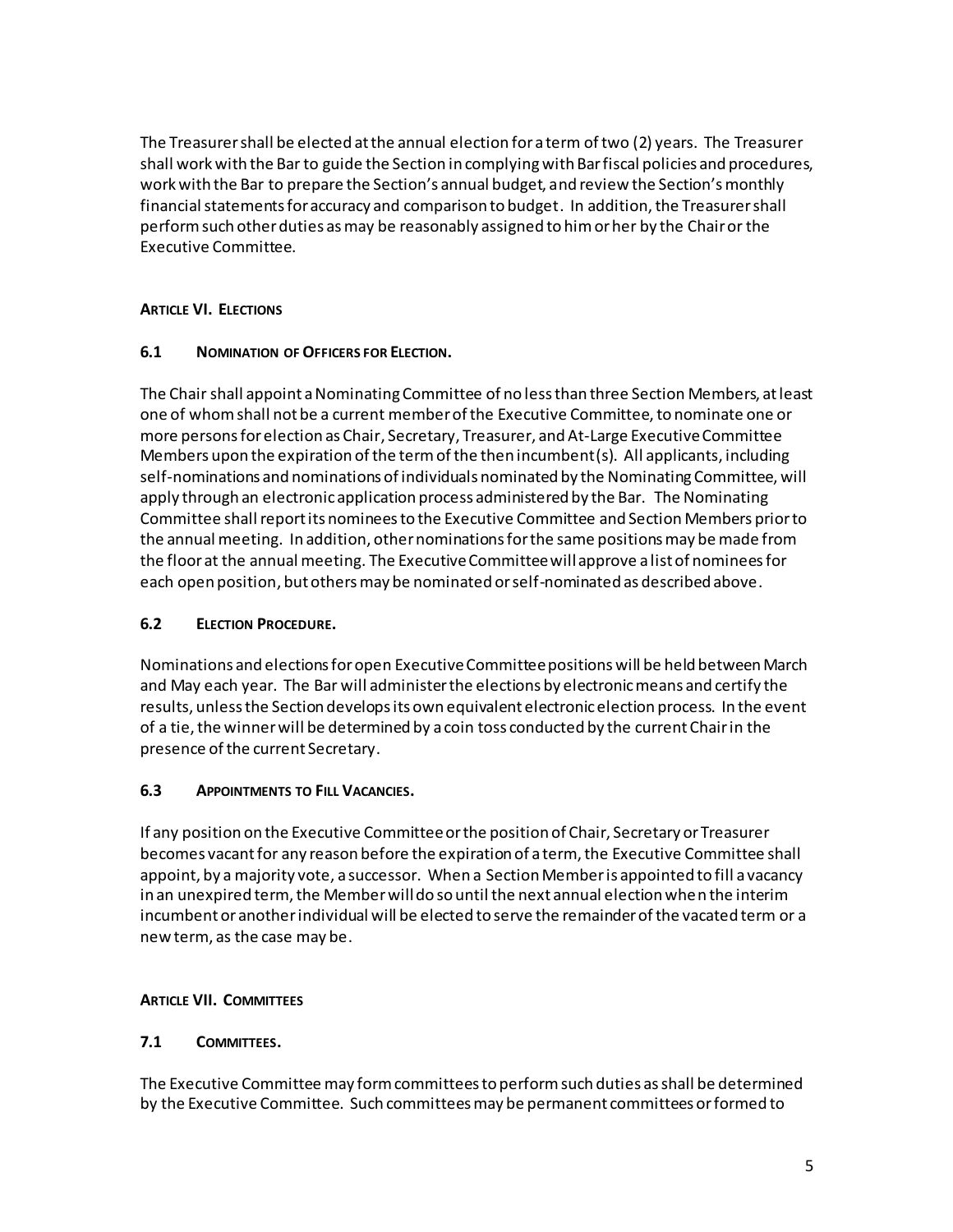The Treasurer shall be elected at the annual election for a term of two (2) years. The Treasurer shall work with the Bar to guide the Section in complying with Bar fiscal policies and procedures, work with the Bar to prepare the Section's annual budget, and review the Section's monthly financial statements for accuracy and comparison to budget. In addition, the Treasurer shall perform such other duties as may be reasonably assigned to him or her by the Chair or the Executive Committee.

## ARTICLE VI. ELECTIONS

### 6.1 NOMINATION OF OFFICERS FOR ELECTION.

The Chair shall appoint a Nominating Committee of no less than three Section Members, at least one of whom shall not be a current member of the Executive Committee, to nominate one or more persons for election as Chair, Secretary, Treasurer, and At-Large Executive Committee Members upon the expiration of the term of the then incumbent(s). All applicants, including self-nominations and nominations of individuals nominated by the Nominating Committee, will apply through an electronic application process administered by the Bar. The Nominating Committee shall report its nominees to the Executive Committee and Section Members prior to the annual meeting. In addition, other nominations for the same positions may be made from the floor at the annual meeting. The Executive Committee will approve a list of nominees for each open position, but others may be nominated or self-nominated as described above.

### 6.2 ELECTION PROCEDURE.

Nominations and elections for open Executive Committee positions will be held between March and May each year. The Bar will administer the elections by electronic means and certify the results, unless the Section develops its own equivalent electronic election process. In the event of a tie, the winner will be determined by a coin toss conducted by the current Chair in the presence of the current Secretary.

### 6.3 APPOINTMENTS TO FILL VACANCIES.

If any position on the Executive Committee or the position of Chair, Secretary or Treasurer becomes vacant for any reason before the expiration of a term, the Executive Committee shall appoint, by a majority vote, a successor. When a Section Member is appointed to fill a vacancy in an unexpired term, the Member will do so until the next annual election when the interim incumbent or another individual will be elected to serve the remainder of the vacated term or a new term, as the case may be.

## ARTICLE VII. COMMITTEES

### 7.1 COMMITTEES.

The Executive Committee may form committees to perform such duties as shall be determined by the Executive Committee. Such committees may be permanent committees or formed to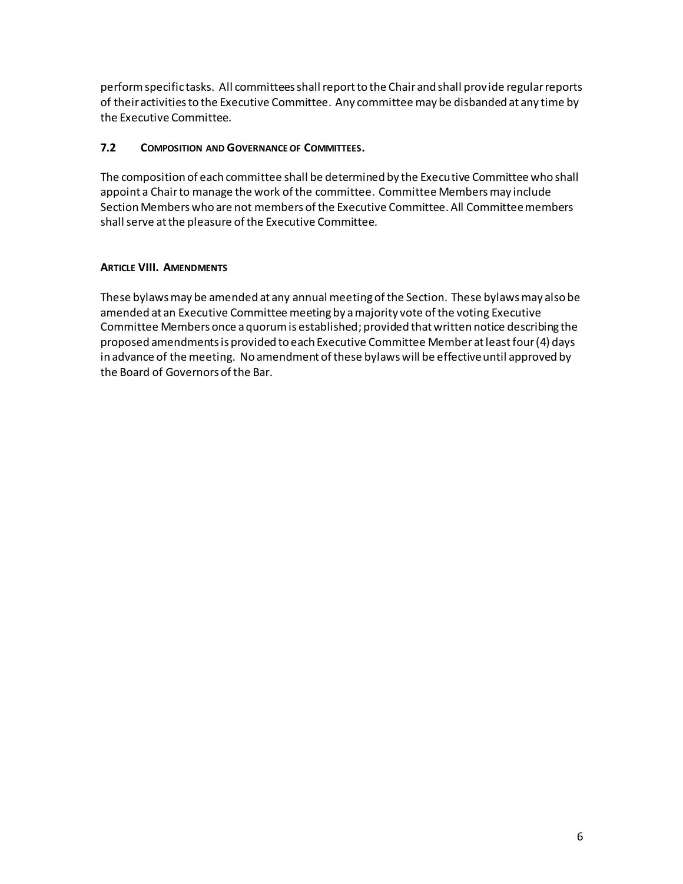perform specific tasks. All committees shall report to the Chair and shall provide regular reports of their activities to the Executive Committee. Any committee may be disbanded at any time by the Executive Committee.

### 7.2 COMPOSITION AND GOVERNANCE OF COMMITTEES.

The composition of each committee shall be determined by the Executive Committee who shall appoint a Chair to manage the work of the committee. Committee Members may include Section Members who are not members of the Executive Committee. All Committee members shall serve at the pleasure of the Executive Committee.

## ARTICLE VIII. AMENDMENTS

These bylaws may be amended at any annual meeting of the Section. These bylaws may also be amended at an Executive Committee meeting by a majority vote of the voting Executive Committee Members once a quorum is established; provided that written notice describing the proposed amendments is provided to each Executive Committee Member at least four (4) days in advance of the meeting. No amendment of these bylaws will be effective until approved by the Board of Governors of the Bar.